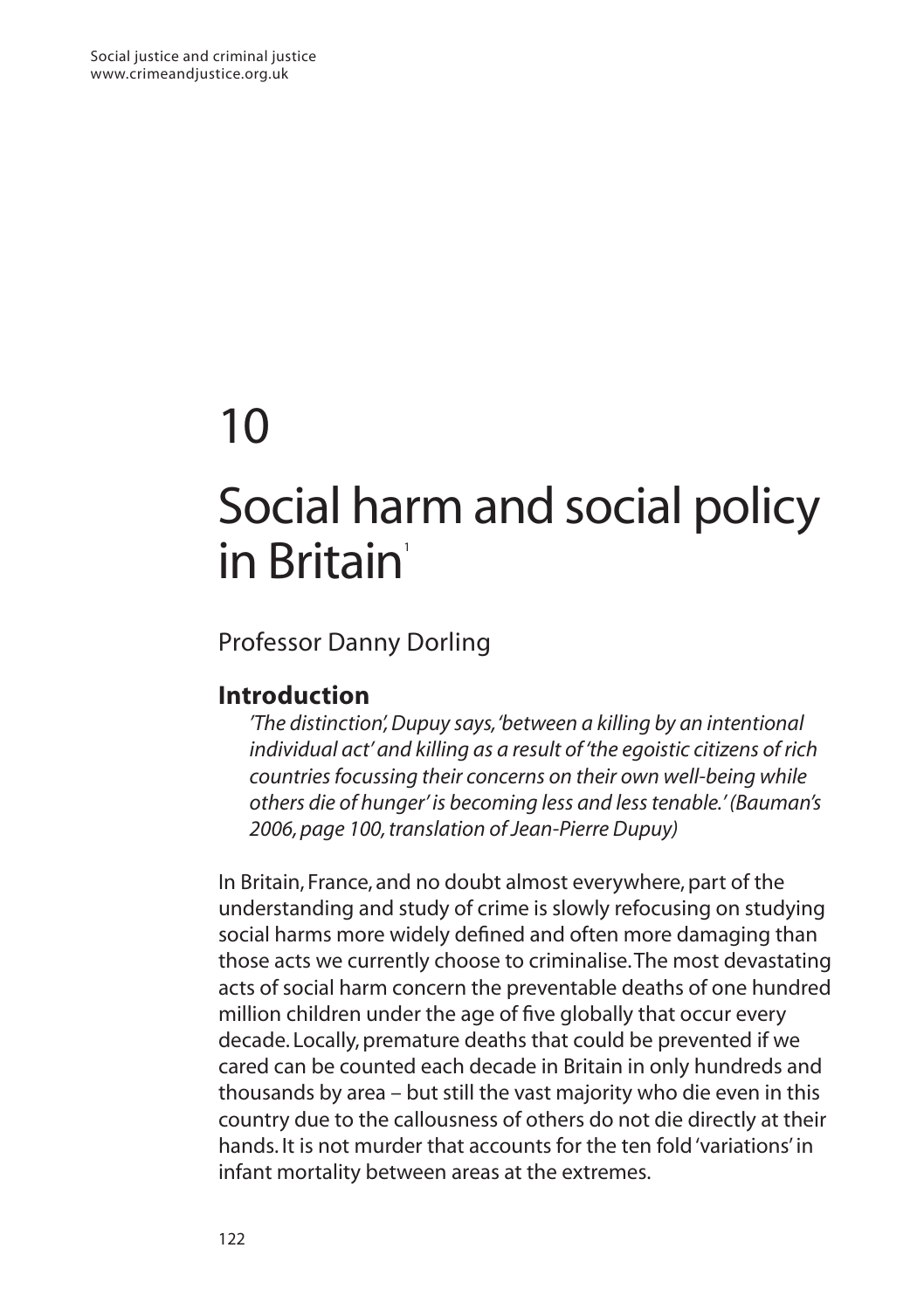# 10

# Social harm and social policy in Britain[1]

Professor Danny Dorling

## Introduction

> *'The distinction', Dupuy says, 'between a killing by an intentional individual act' and killing as a result of 'the egoistic citizens of rich countries focussing their concerns on their own well-being while others die of hunger' is becoming less and less tenable.' (Bauman's 2006, page 100, translation of Jean-Pierre Dupuy)*

In Britain, France, and no doubt almost everywhere, part of the understanding and study of crime is slowly refocusing on studying social harms more widely defined and often more damaging than those acts we currently choose to criminalise. The most devastating acts of social harm concern the preventable deaths of one hundred million children under the age of five globally that occur every decade. Locally, premature deaths that could be prevented if we cared can be counted each decade in Britain in only hundreds and thousands by area – but still the vast majority who die even in this country due to the callousness of others do not die directly at their hands. It is not murder that accounts for the ten fold 'variations' in infant mortality between areas at the extremes.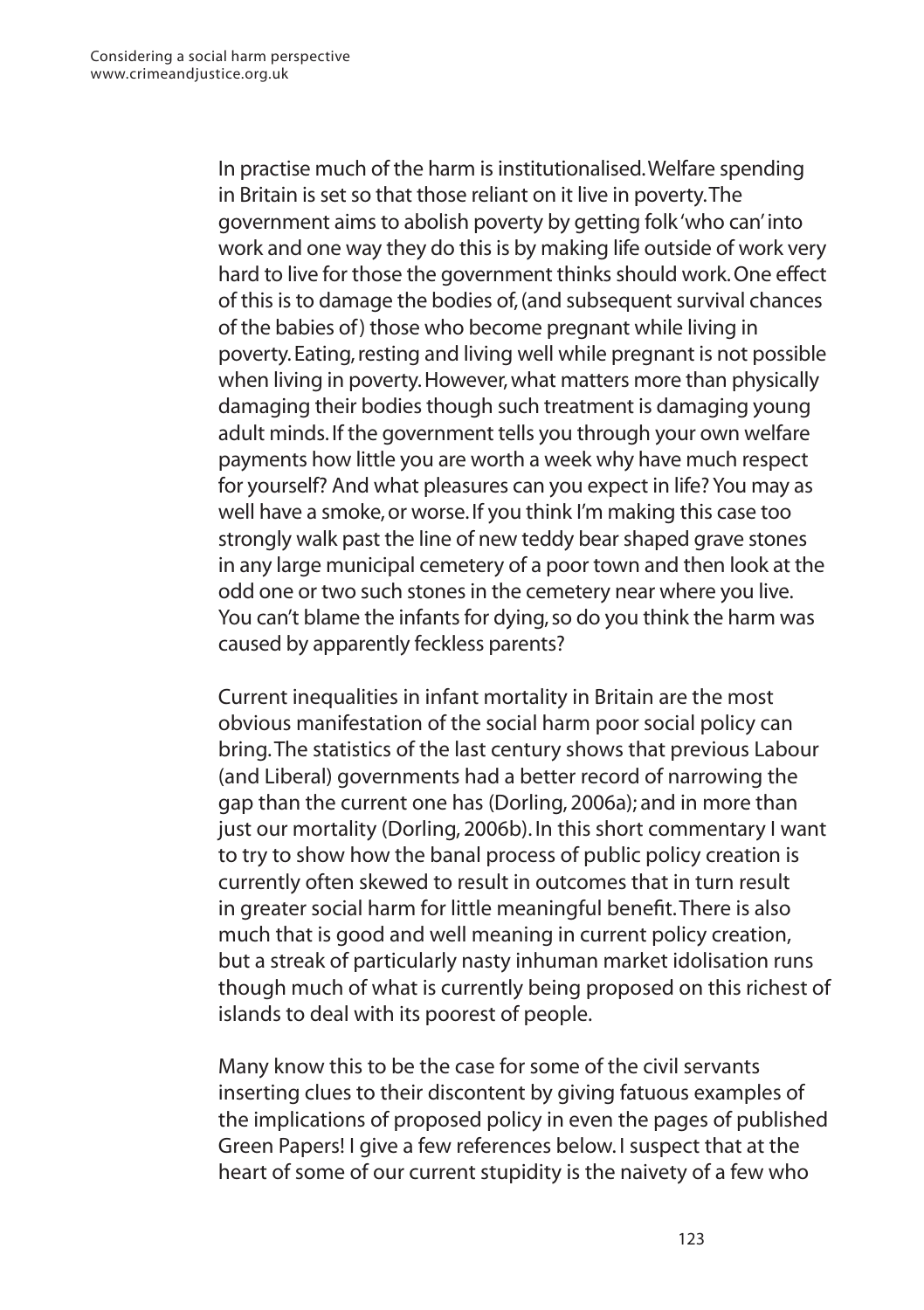In practise much of the harm is institutionalised. Welfare spending in Britain is set so that those reliant on it live in poverty. The government aims to abolish poverty by getting folk 'who can' into work and one way they do this is by making life outside of work very hard to live for those the government thinks should work. One effect of this is to damage the bodies of, (and subsequent survival chances of the babies of) those who become pregnant while living in poverty. Eating, resting and living well while pregnant is not possible when living in poverty. However, what matters more than physically damaging their bodies though such treatment is damaging young adult minds. If the government tells you through your own welfare payments how little you are worth a week why have much respect for yourself? And what pleasures can you expect in life? You may as well have a smoke, or worse. If you think I'm making this case too strongly walk past the line of new teddy bear shaped grave stones in any large municipal cemetery of a poor town and then look at the odd one or two such stones in the cemetery near where you live. You can't blame the infants for dying, so do you think the harm was caused by apparently feckless parents?

Current inequalities in infant mortality in Britain are the most obvious manifestation of the social harm poor social policy can bring. The statistics of the last century shows that previous Labour (and Liberal) governments had a better record of narrowing the gap than the current one has (Dorling, 2006a); and in more than just our mortality (Dorling, 2006b). In this short commentary I want to try to show how the banal process of public policy creation is currently often skewed to result in outcomes that in turn result in greater social harm for little meaningful benefit. There is also much that is good and well meaning in current policy creation, but a streak of particularly nasty inhuman market idolisation runs though much of what is currently being proposed on this richest of islands to deal with its poorest of people.

Many know this to be the case for some of the civil servants inserting clues to their discontent by giving fatuous examples of the implications of proposed policy in even the pages of published Green Papers! I give a few references below. I suspect that at the heart of some of our current stupidity is the naivety of a few who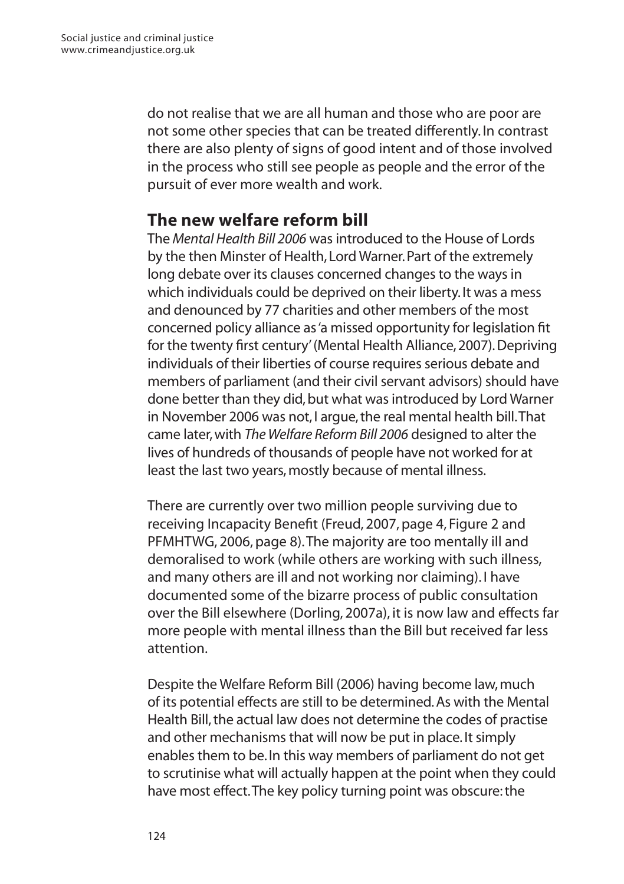do not realise that we are all human and those who are poor are not some other species that can be treated differently. In contrast there are also plenty of signs of good intent and of those involved in the process who still see people as people and the error of the pursuit of ever more wealth and work.

## The new welfare reform bill

The *Mental Health Bill 2006* was introduced to the House of Lords by the then Minster of Health, Lord Warner. Part of the extremely long debate over its clauses concerned changes to the ways in which individuals could be deprived on their liberty. It was a mess and denounced by 77 charities and other members of the most concerned policy alliance as 'a missed opportunity for legislation fit for the twenty first century' (Mental Health Alliance, 2007). Depriving individuals of their liberties of course requires serious debate and members of parliament (and their civil servant advisors) should have done better than they did, but what was introduced by Lord Warner in November 2006 was not, I argue, the real mental health bill. That came later, with *The Welfare Reform Bill 2006* designed to alter the lives of hundreds of thousands of people have not worked for at least the last two years, mostly because of mental illness.

There are currently over two million people surviving due to receiving Incapacity Benefit (Freud, 2007, page 4, Figure 2 and PFMHTWG, 2006, page 8). The majority are too mentally ill and demoralised to work (while others are working with such illness, and many others are ill and not working nor claiming). I have documented some of the bizarre process of public consultation over the Bill elsewhere (Dorling, 2007a), it is now law and effects far more people with mental illness than the Bill but received far less attention.

Despite the Welfare Reform Bill (2006) having become law, much of its potential effects are still to be determined. As with the Mental Health Bill, the actual law does not determine the codes of practise and other mechanisms that will now be put in place. It simply enables them to be. In this way members of parliament do not get to scrutinise what will actually happen at the point when they could have most effect. The key policy turning point was obscure: the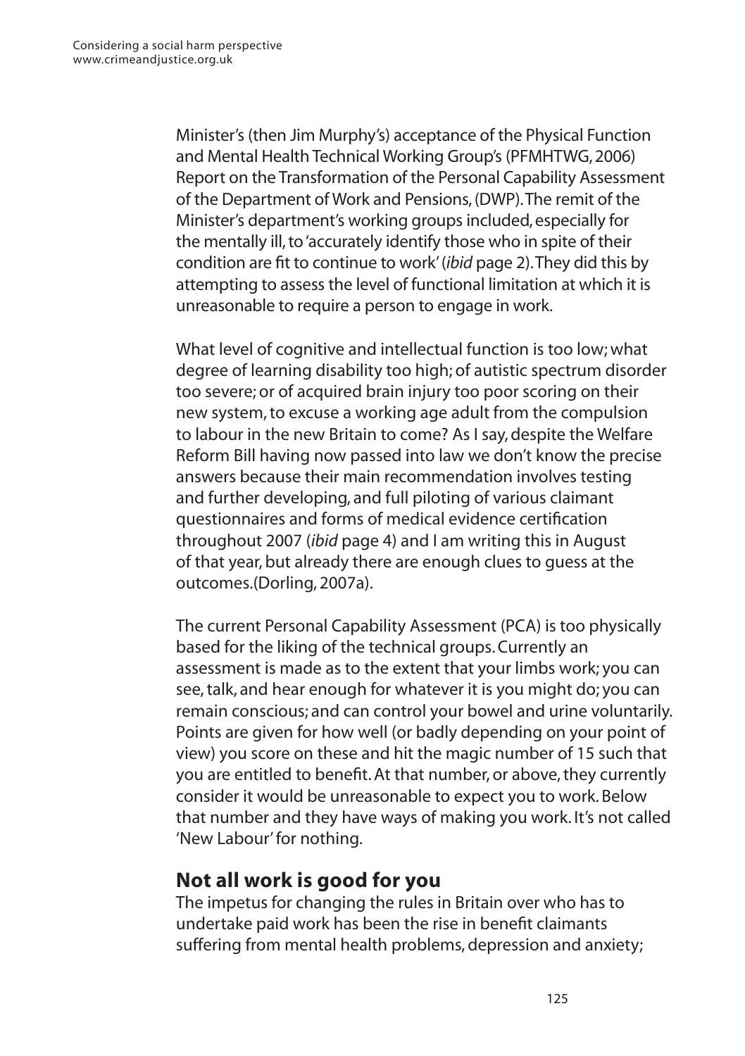Minister's (then Jim Murphy's) acceptance of the Physical Function and Mental Health Technical Working Group's (PFMHTWG, 2006) Report on the Transformation of the Personal Capability Assessment of the Department of Work and Pensions, (DWP). The remit of the Minister's department's working groups included, especially for the mentally ill, to 'accurately identify those who in spite of their condition are fit to continue to work' (*ibid* page 2). They did this by attempting to assess the level of functional limitation at which it is unreasonable to require a person to engage in work.

What level of cognitive and intellectual function is too low; what degree of learning disability too high; of autistic spectrum disorder too severe; or of acquired brain injury too poor scoring on their new system, to excuse a working age adult from the compulsion to labour in the new Britain to come? As I say, despite the Welfare Reform Bill having now passed into law we don't know the precise answers because their main recommendation involves testing and further developing, and full piloting of various claimant questionnaires and forms of medical evidence certification throughout 2007 (*ibid* page 4) and I am writing this in August of that year, but already there are enough clues to guess at the outcomes.(Dorling, 2007a).

The current Personal Capability Assessment (PCA) is too physically based for the liking of the technical groups. Currently an assessment is made as to the extent that your limbs work; you can see, talk, and hear enough for whatever it is you might do; you can remain conscious; and can control your bowel and urine voluntarily. Points are given for how well (or badly depending on your point of view) you score on these and hit the magic number of 15 such that you are entitled to benefit. At that number, or above, they currently consider it would be unreasonable to expect you to work. Below that number and they have ways of making you work. It's not called 'New Labour' for nothing.

## Not all work is good for you

The impetus for changing the rules in Britain over who has to undertake paid work has been the rise in benefit claimants suffering from mental health problems, depression and anxiety;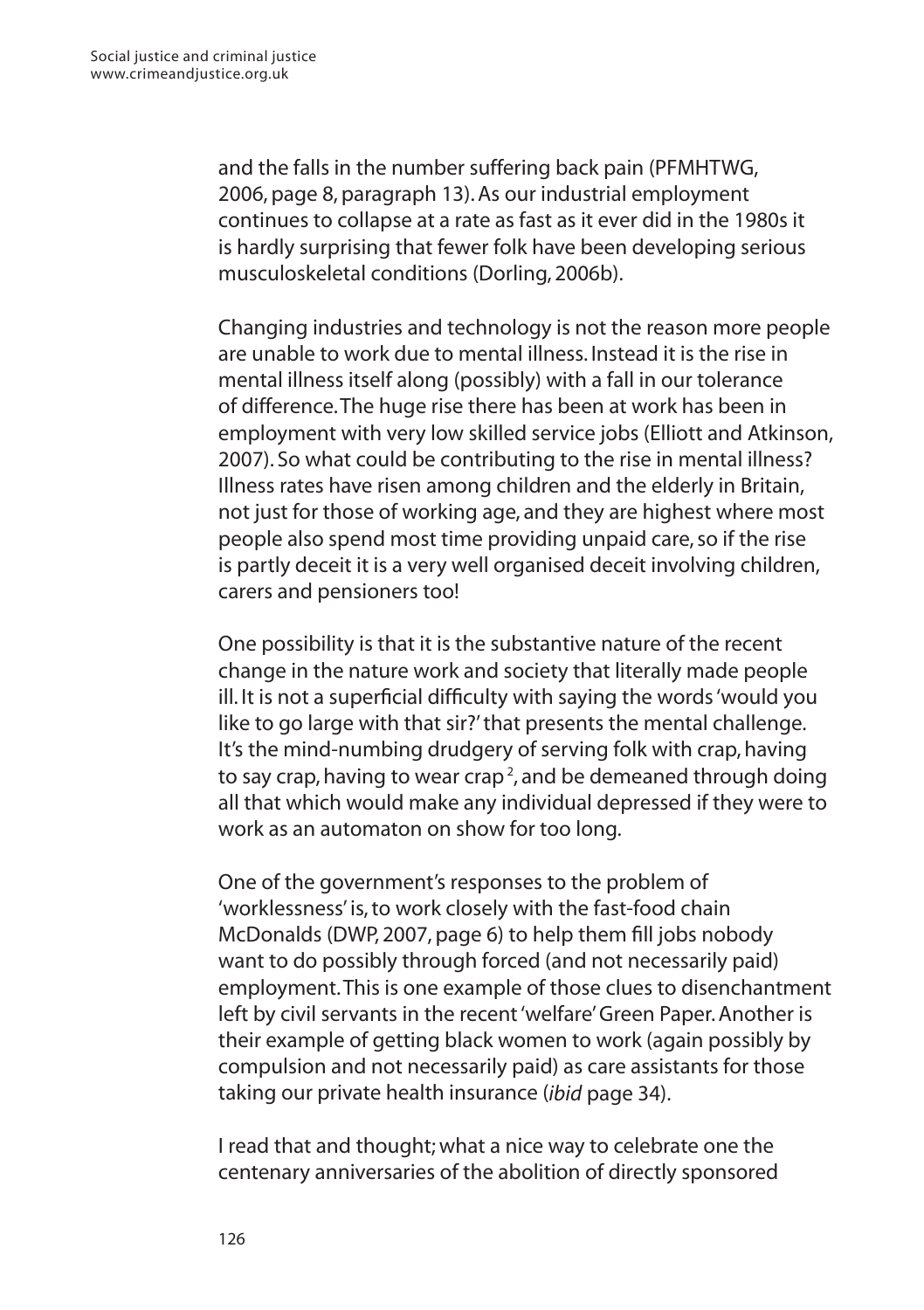and the falls in the number suffering back pain (PFMHTWG, 2006, page 8, paragraph 13). As our industrial employment continues to collapse at a rate as fast as it ever did in the 1980s it is hardly surprising that fewer folk have been developing serious musculoskeletal conditions (Dorling, 2006b).

Changing industries and technology is not the reason more people are unable to work due to mental illness. Instead it is the rise in mental illness itself along (possibly) with a fall in our tolerance of difference. The huge rise there has been at work has been in employment with very low skilled service jobs (Elliott and Atkinson, 2007). So what could be contributing to the rise in mental illness? Illness rates have risen among children and the elderly in Britain, not just for those of working age, and they are highest where most people also spend most time providing unpaid care, so if the rise is partly deceit it is a very well organised deceit involving children, carers and pensioners too!

One possibility is that it is the substantive nature of the recent change in the nature work and society that literally made people ill. It is not a superficial difficulty with saying the words 'would you like to go large with that sir?' that presents the mental challenge. It's the mind-numbing drudgery of serving folk with crap, having to say crap, having to wear crap [2], and be demeaned through doing all that which would make any individual depressed if they were to work as an automaton on show for too long.

One of the government's responses to the problem of 'worklessness' is, to work closely with the fast-food chain McDonalds (DWP, 2007, page 6) to help them fill jobs nobody want to do possibly through forced (and not necessarily paid) employment. This is one example of those clues to disenchantment left by civil servants in the recent 'welfare' Green Paper. Another is their example of getting black women to work (again possibly by compulsion and not necessarily paid) as care assistants for those taking our private health insurance (*ibid* page 34).

I read that and thought; what a nice way to celebrate one the centenary anniversaries of the abolition of directly sponsored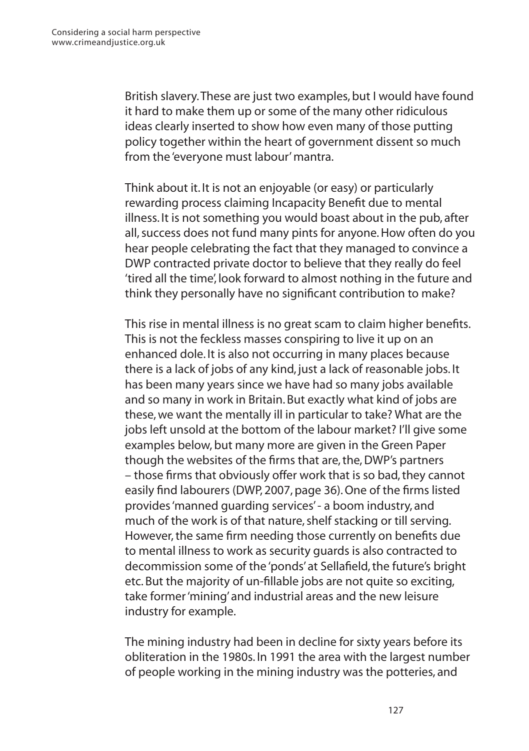British slavery. These are just two examples, but I would have found it hard to make them up or some of the many other ridiculous ideas clearly inserted to show how even many of those putting policy together within the heart of government dissent so much from the 'everyone must labour' mantra.

Think about it. It is not an enjoyable (or easy) or particularly rewarding process claiming Incapacity Benefit due to mental illness. It is not something you would boast about in the pub, after all, success does not fund many pints for anyone. How often do you hear people celebrating the fact that they managed to convince a DWP contracted private doctor to believe that they really do feel 'tired all the time', look forward to almost nothing in the future and think they personally have no significant contribution to make?

This rise in mental illness is no great scam to claim higher benefits. This is not the feckless masses conspiring to live it up on an enhanced dole. It is also not occurring in many places because there is a lack of jobs of any kind, just a lack of reasonable jobs. It has been many years since we have had so many jobs available and so many in work in Britain. But exactly what kind of jobs are these, we want the mentally ill in particular to take? What are the jobs left unsold at the bottom of the labour market? I'll give some examples below, but many more are given in the Green Paper though the websites of the firms that are, the, DWP's partners – those firms that obviously offer work that is so bad, they cannot easily find labourers (DWP, 2007, page 36). One of the firms listed provides 'manned guarding services' - a boom industry, and much of the work is of that nature, shelf stacking or till serving. However, the same firm needing those currently on benefits due to mental illness to work as security guards is also contracted to decommission some of the 'ponds' at Sellafield, the future's bright etc. But the majority of un-fillable jobs are not quite so exciting, take former 'mining' and industrial areas and the new leisure industry for example.

The mining industry had been in decline for sixty years before its obliteration in the 1980s. In 1991 the area with the largest number of people working in the mining industry was the potteries, and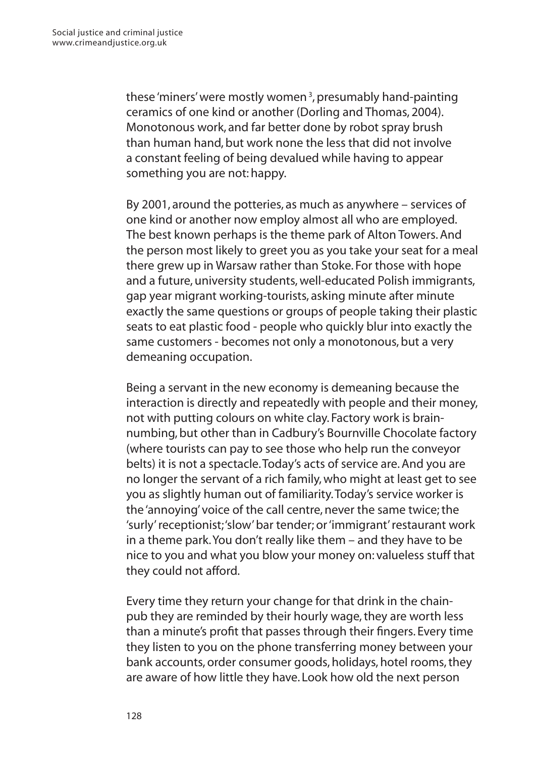these 'miners' were mostly women [3], presumably hand-painting ceramics of one kind or another (Dorling and Thomas, 2004). Monotonous work, and far better done by robot spray brush than human hand, but work none the less that did not involve a constant feeling of being devalued while having to appear something you are not: happy.

By 2001, around the potteries, as much as anywhere – services of one kind or another now employ almost all who are employed. The best known perhaps is the theme park of Alton Towers. And the person most likely to greet you as you take your seat for a meal there grew up in Warsaw rather than Stoke. For those with hope and a future, university students, well-educated Polish immigrants, gap year migrant working-tourists, asking minute after minute exactly the same questions or groups of people taking their plastic seats to eat plastic food - people who quickly blur into exactly the same customers - becomes not only a monotonous, but a very demeaning occupation.

Being a servant in the new economy is demeaning because the interaction is directly and repeatedly with people and their money, not with putting colours on white clay. Factory work is brain-numbing, but other than in Cadbury's Bournville Chocolate factory (where tourists can pay to see those who help run the conveyor belts) it is not a spectacle. Today's acts of service are. And you are no longer the servant of a rich family, who might at least get to see you as slightly human out of familiarity. Today's service worker is the 'annoying' voice of the call centre, never the same twice; the 'surly' receptionist; 'slow' bar tender; or 'immigrant' restaurant work in a theme park. You don't really like them – and they have to be nice to you and what you blow your money on: valueless stuff that they could not afford.

Every time they return your change for that drink in the chain-pub they are reminded by their hourly wage, they are worth less than a minute's profit that passes through their fingers. Every time they listen to you on the phone transferring money between your bank accounts, order consumer goods, holidays, hotel rooms, they are aware of how little they have. Look how old the next person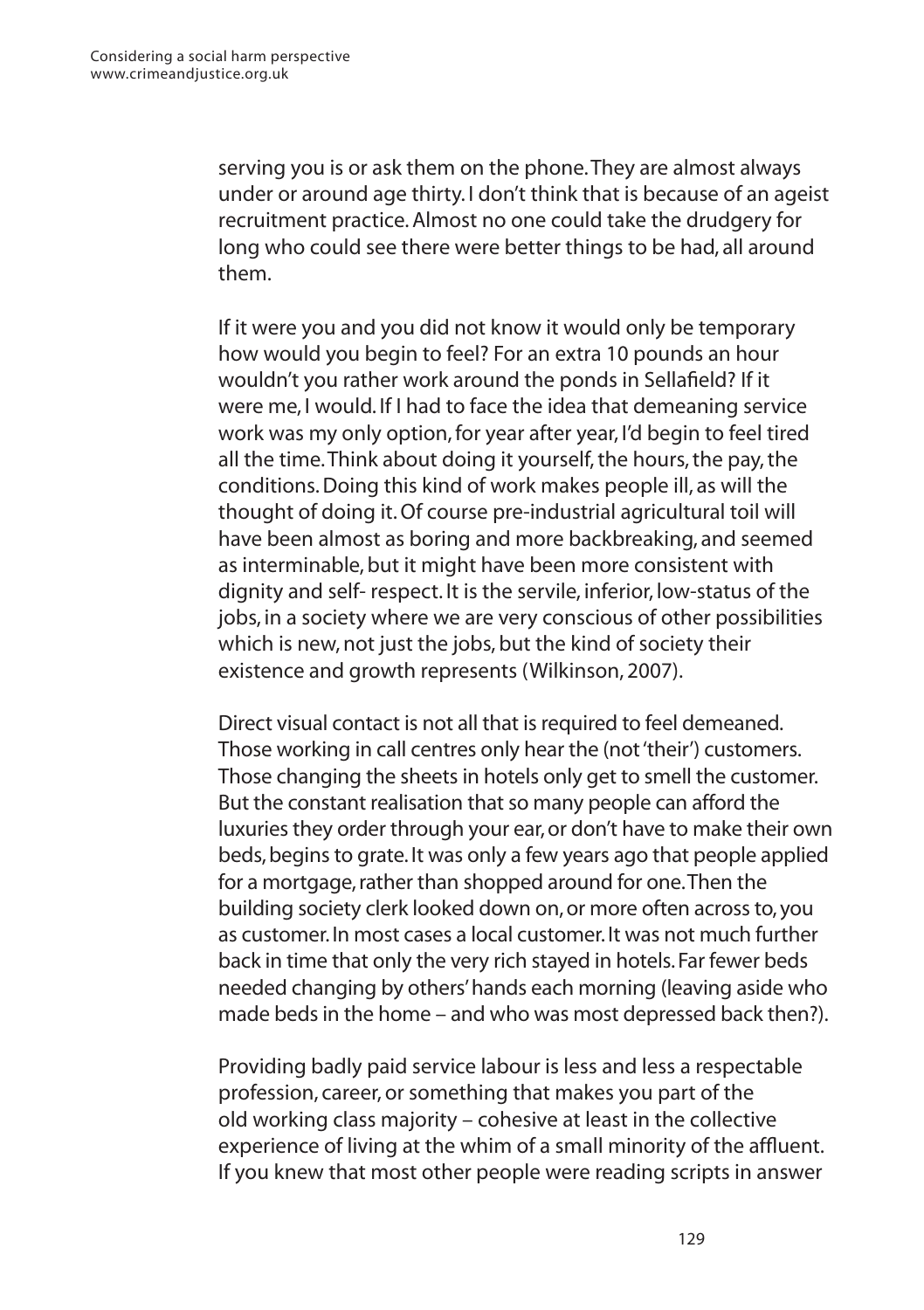serving you is or ask them on the phone. They are almost always under or around age thirty. I don't think that is because of an ageist recruitment practice. Almost no one could take the drudgery for long who could see there were better things to be had, all around them.

If it were you and you did not know it would only be temporary how would you begin to feel? For an extra 10 pounds an hour wouldn't you rather work around the ponds in Sellafield? If it were me, I would. If I had to face the idea that demeaning service work was my only option, for year after year, I'd begin to feel tired all the time. Think about doing it yourself, the hours, the pay, the conditions. Doing this kind of work makes people ill, as will the thought of doing it. Of course pre-industrial agricultural toil will have been almost as boring and more backbreaking, and seemed as interminable, but it might have been more consistent with dignity and self- respect. It is the servile, inferior, low-status of the jobs, in a society where we are very conscious of other possibilities which is new, not just the jobs, but the kind of society their existence and growth represents (Wilkinson, 2007).

Direct visual contact is not all that is required to feel demeaned. Those working in call centres only hear the (not 'their') customers. Those changing the sheets in hotels only get to smell the customer. But the constant realisation that so many people can afford the luxuries they order through your ear, or don't have to make their own beds, begins to grate. It was only a few years ago that people applied for a mortgage, rather than shopped around for one. Then the building society clerk looked down on, or more often across to, you as customer. In most cases a local customer. It was not much further back in time that only the very rich stayed in hotels. Far fewer beds needed changing by others' hands each morning (leaving aside who made beds in the home – and who was most depressed back then?).

Providing badly paid service labour is less and less a respectable profession, career, or something that makes you part of the old working class majority – cohesive at least in the collective experience of living at the whim of a small minority of the affluent. If you knew that most other people were reading scripts in answer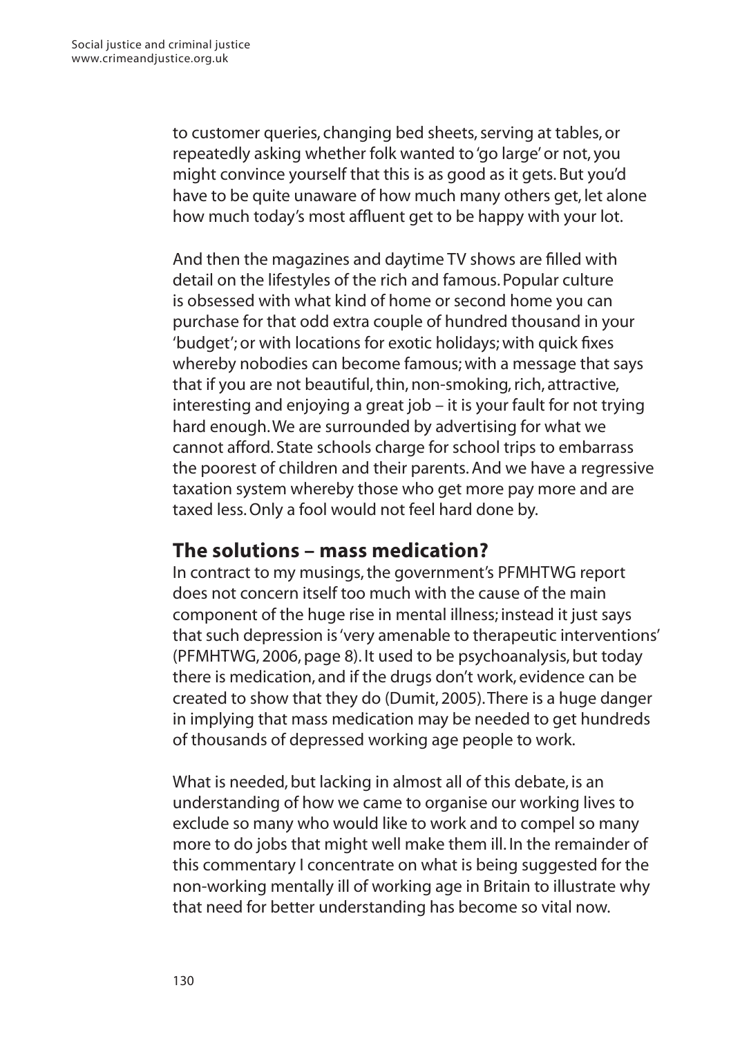to customer queries, changing bed sheets, serving at tables, or repeatedly asking whether folk wanted to 'go large' or not, you might convince yourself that this is as good as it gets. But you'd have to be quite unaware of how much many others get, let alone how much today's most affluent get to be happy with your lot.

And then the magazines and daytime TV shows are filled with detail on the lifestyles of the rich and famous. Popular culture is obsessed with what kind of home or second home you can purchase for that odd extra couple of hundred thousand in your 'budget'; or with locations for exotic holidays; with quick fixes whereby nobodies can become famous; with a message that says that if you are not beautiful, thin, non-smoking, rich, attractive, interesting and enjoying a great job – it is your fault for not trying hard enough. We are surrounded by advertising for what we cannot afford. State schools charge for school trips to embarrass the poorest of children and their parents. And we have a regressive taxation system whereby those who get more pay more and are taxed less. Only a fool would not feel hard done by.

## The solutions – mass medication?

In contract to my musings, the government's PFMHTWG report does not concern itself too much with the cause of the main component of the huge rise in mental illness; instead it just says that such depression is 'very amenable to therapeutic interventions' (PFMHTWG, 2006, page 8). It used to be psychoanalysis, but today there is medication, and if the drugs don't work, evidence can be created to show that they do (Dumit, 2005). There is a huge danger in implying that mass medication may be needed to get hundreds of thousands of depressed working age people to work.

What is needed, but lacking in almost all of this debate, is an understanding of how we came to organise our working lives to exclude so many who would like to work and to compel so many more to do jobs that might well make them ill. In the remainder of this commentary I concentrate on what is being suggested for the non-working mentally ill of working age in Britain to illustrate why that need for better understanding has become so vital now.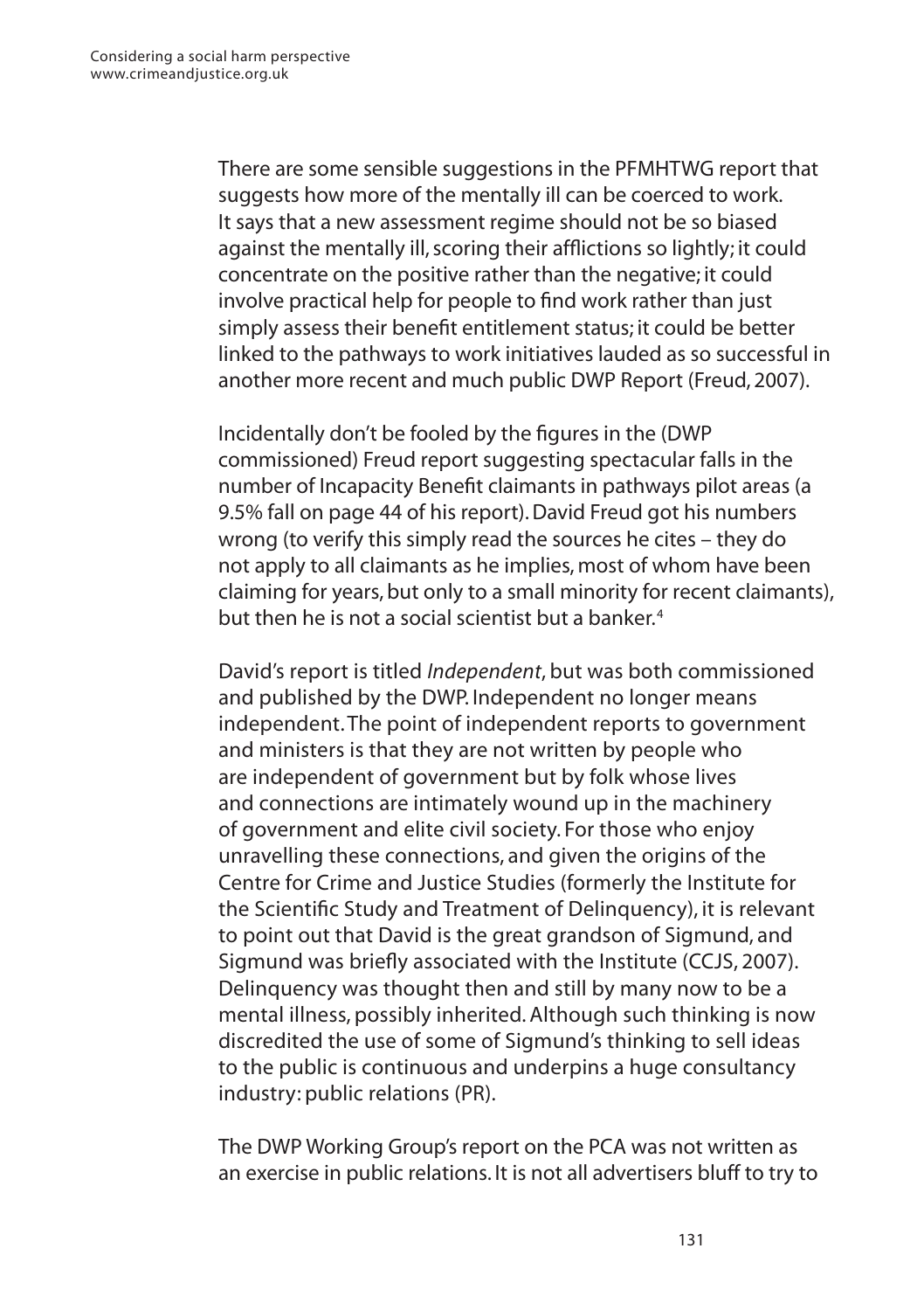There are some sensible suggestions in the PFMHTWG report that suggests how more of the mentally ill can be coerced to work. It says that a new assessment regime should not be so biased against the mentally ill, scoring their afflictions so lightly; it could concentrate on the positive rather than the negative; it could involve practical help for people to find work rather than just simply assess their benefit entitlement status; it could be better linked to the pathways to work initiatives lauded as so successful in another more recent and much public DWP Report (Freud, 2007).

Incidentally don't be fooled by the figures in the (DWP commissioned) Freud report suggesting spectacular falls in the number of Incapacity Benefit claimants in pathways pilot areas (a 9.5% fall on page 44 of his report). David Freud got his numbers wrong (to verify this simply read the sources he cites – they do not apply to all claimants as he implies, most of whom have been claiming for years, but only to a small minority for recent claimants), but then he is not a social scientist but a banker.[4]

David's report is titled *Independent*, but was both commissioned and published by the DWP. Independent no longer means independent. The point of independent reports to government and ministers is that they are not written by people who are independent of government but by folk whose lives and connections are intimately wound up in the machinery of government and elite civil society. For those who enjoy unravelling these connections, and given the origins of the Centre for Crime and Justice Studies (formerly the Institute for the Scientific Study and Treatment of Delinquency), it is relevant to point out that David is the great grandson of Sigmund, and Sigmund was briefly associated with the Institute (CCJS, 2007). Delinquency was thought then and still by many now to be a mental illness, possibly inherited. Although such thinking is now discredited the use of some of Sigmund's thinking to sell ideas to the public is continuous and underpins a huge consultancy industry: public relations (PR).

The DWP Working Group's report on the PCA was not written as an exercise in public relations. It is not all advertisers bluff to try to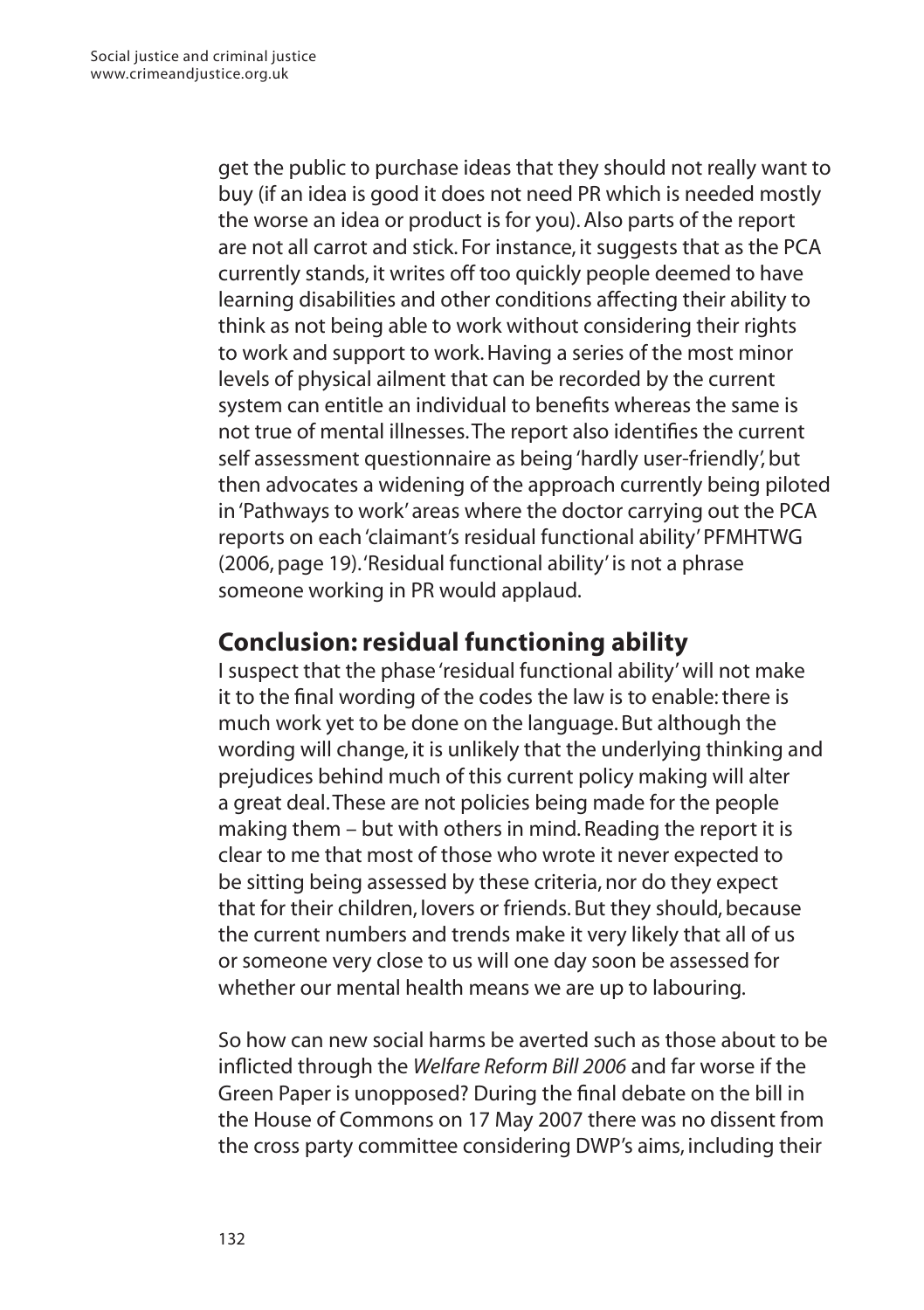get the public to purchase ideas that they should not really want to buy (if an idea is good it does not need PR which is needed mostly the worse an idea or product is for you). Also parts of the report are not all carrot and stick. For instance, it suggests that as the PCA currently stands, it writes off too quickly people deemed to have learning disabilities and other conditions affecting their ability to think as not being able to work without considering their rights to work and support to work. Having a series of the most minor levels of physical ailment that can be recorded by the current system can entitle an individual to benefits whereas the same is not true of mental illnesses. The report also identifies the current self assessment questionnaire as being 'hardly user-friendly', but then advocates a widening of the approach currently being piloted in 'Pathways to work' areas where the doctor carrying out the PCA reports on each 'claimant's residual functional ability' PFMHTWG (2006, page 19). 'Residual functional ability' is not a phrase someone working in PR would applaud.

## Conclusion: residual functioning ability

I suspect that the phase 'residual functional ability' will not make it to the final wording of the codes the law is to enable: there is much work yet to be done on the language. But although the wording will change, it is unlikely that the underlying thinking and prejudices behind much of this current policy making will alter a great deal. These are not policies being made for the people making them – but with others in mind. Reading the report it is clear to me that most of those who wrote it never expected to be sitting being assessed by these criteria, nor do they expect that for their children, lovers or friends. But they should, because the current numbers and trends make it very likely that all of us or someone very close to us will one day soon be assessed for whether our mental health means we are up to labouring.

So how can new social harms be averted such as those about to be inflicted through the *Welfare Reform Bill 2006* and far worse if the Green Paper is unopposed? During the final debate on the bill in the House of Commons on 17 May 2007 there was no dissent from the cross party committee considering DWP's aims, including their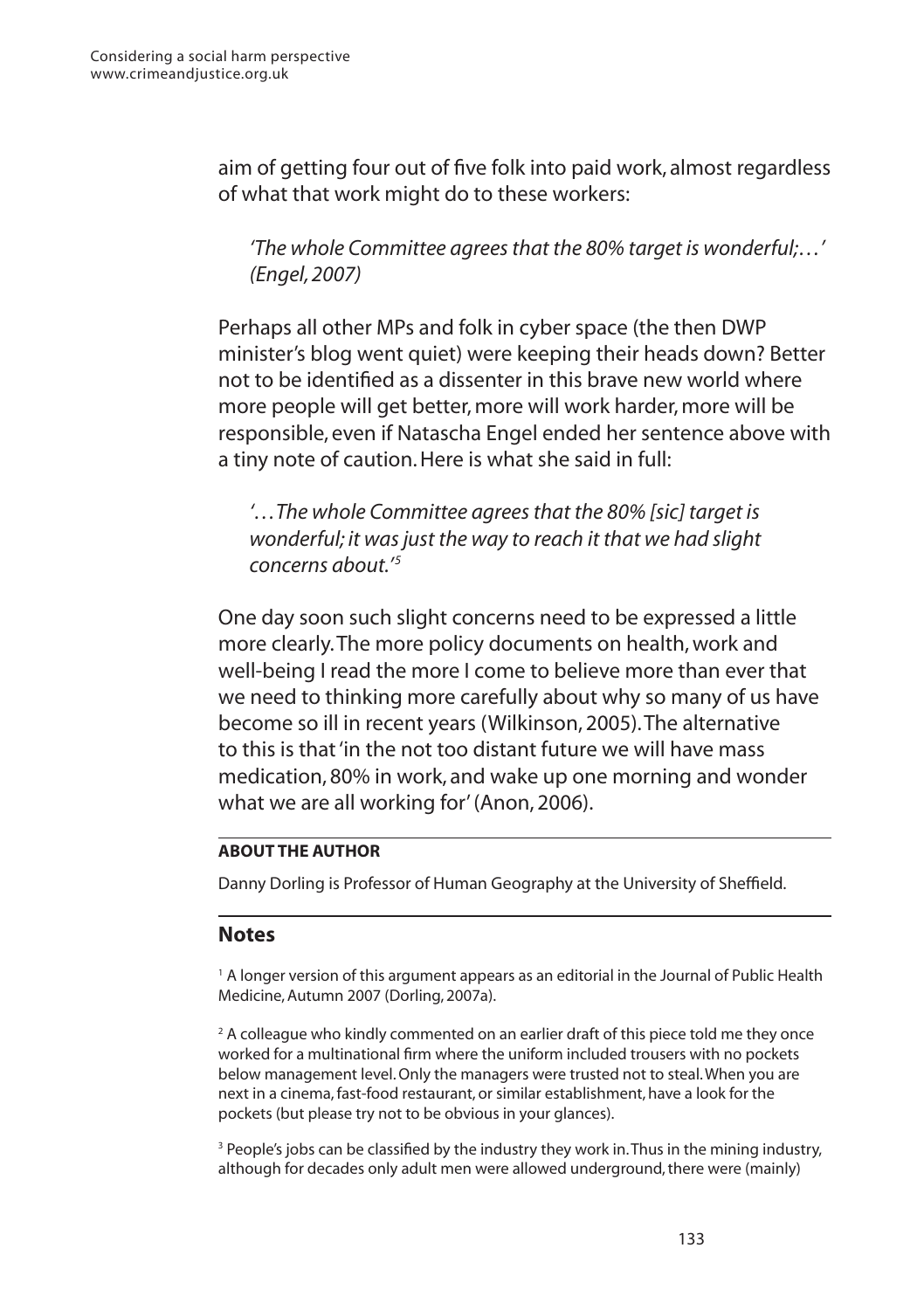aim of getting four out of five folk into paid work, almost regardless of what that work might do to these workers:

> *'The whole Committee agrees that the 80% target is wonderful;…' (Engel, 2007)*

Perhaps all other MPs and folk in cyber space (the then DWP minister's blog went quiet) were keeping their heads down? Better not to be identified as a dissenter in this brave new world where more people will get better, more will work harder, more will be responsible, even if Natascha Engel ended her sentence above with a tiny note of caution. Here is what she said in full:

> *'…The whole Committee agrees that the 80% [sic] target is wonderful; it was just the way to reach it that we had slight concerns about.'*[5]

One day soon such slight concerns need to be expressed a little more clearly. The more policy documents on health, work and well-being I read the more I come to believe more than ever that we need to thinking more carefully about why so many of us have become so ill in recent years (Wilkinson, 2005). The alternative to this is that 'in the not too distant future we will have mass medication, 80% in work, and wake up one morning and wonder what we are all working for' (Anon, 2006).

**ABOUT THE AUTHOR**

Danny Dorling is Professor of Human Geography at the University of Sheffield.

## Notes

[1] A longer version of this argument appears as an editorial in the Journal of Public Health Medicine, Autumn 2007 (Dorling, 2007a).

[2] A colleague who kindly commented on an earlier draft of this piece told me they once worked for a multinational firm where the uniform included trousers with no pockets below management level. Only the managers were trusted not to steal. When you are next in a cinema, fast-food restaurant, or similar establishment, have a look for the pockets (but please try not to be obvious in your glances).

[3] People's jobs can be classified by the industry they work in. Thus in the mining industry, although for decades only adult men were allowed underground, there were (mainly)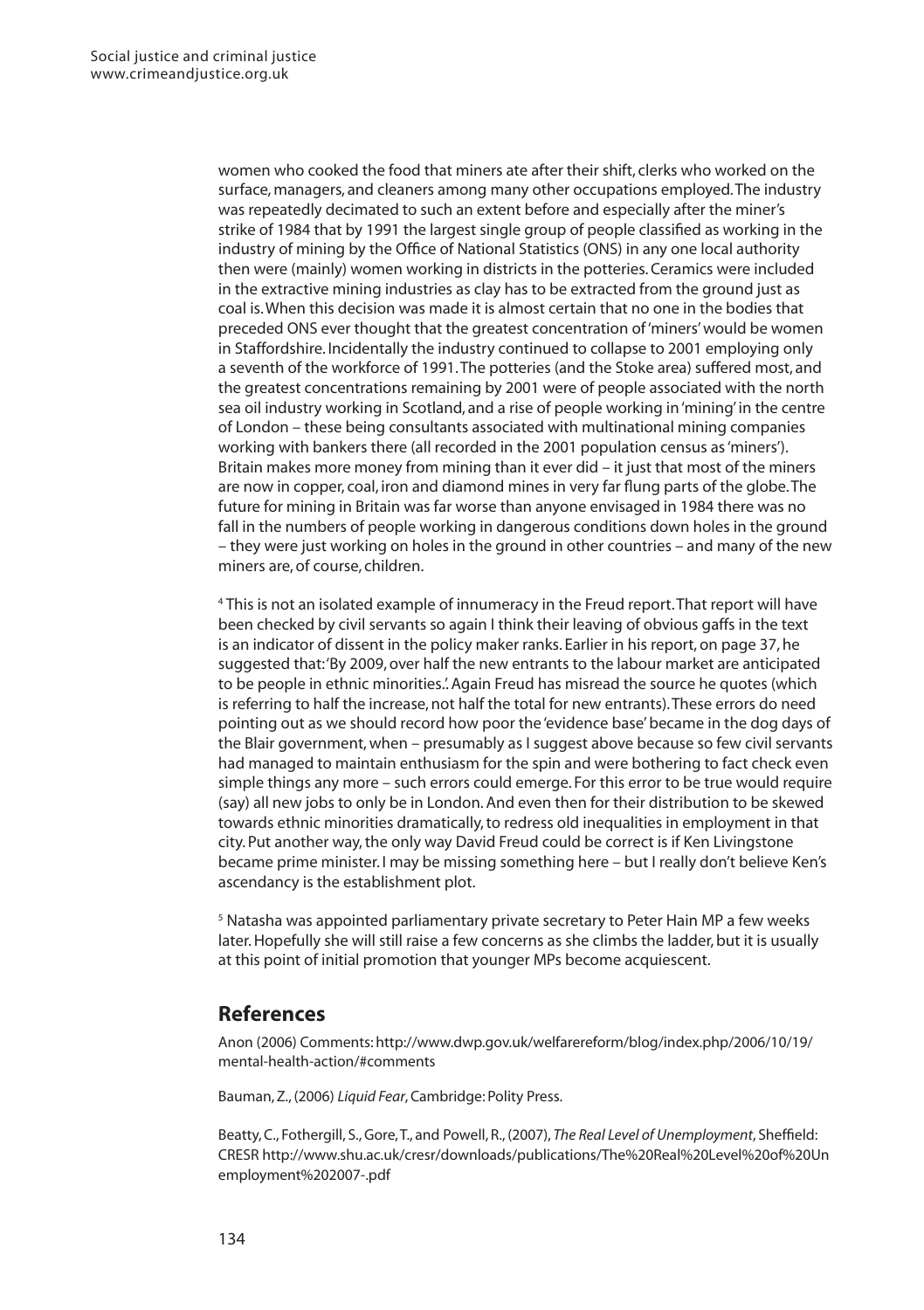women who cooked the food that miners ate after their shift, clerks who worked on the surface, managers, and cleaners among many other occupations employed. The industry was repeatedly decimated to such an extent before and especially after the miner's strike of 1984 that by 1991 the largest single group of people classified as working in the industry of mining by the Office of National Statistics (ONS) in any one local authority then were (mainly) women working in districts in the potteries. Ceramics were included in the extractive mining industries as clay has to be extracted from the ground just as coal is. When this decision was made it is almost certain that no one in the bodies that preceded ONS ever thought that the greatest concentration of 'miners' would be women in Staffordshire. Incidentally the industry continued to collapse to 2001 employing only a seventh of the workforce of 1991. The potteries (and the Stoke area) suffered most, and the greatest concentrations remaining by 2001 were of people associated with the north sea oil industry working in Scotland, and a rise of people working in 'mining' in the centre of London – these being consultants associated with multinational mining companies working with bankers there (all recorded in the 2001 population census as 'miners'). Britain makes more money from mining than it ever did – it just that most of the miners are now in copper, coal, iron and diamond mines in very far flung parts of the globe. The future for mining in Britain was far worse than anyone envisaged in 1984 there was no fall in the numbers of people working in dangerous conditions down holes in the ground – they were just working on holes in the ground in other countries – and many of the new miners are, of course, children.

[4] This is not an isolated example of innumeracy in the Freud report. That report will have been checked by civil servants so again I think their leaving of obvious gaffs in the text is an indicator of dissent in the policy maker ranks. Earlier in his report, on page 37, he suggested that: 'By 2009, over half the new entrants to the labour market are anticipated to be people in ethnic minorities.'. Again Freud has misread the source he quotes (which is referring to half the increase, not half the total for new entrants). These errors do need pointing out as we should record how poor the 'evidence base' became in the dog days of the Blair government, when – presumably as I suggest above because so few civil servants had managed to maintain enthusiasm for the spin and were bothering to fact check even simple things any more – such errors could emerge. For this error to be true would require (say) all new jobs to only be in London. And even then for their distribution to be skewed towards ethnic minorities dramatically, to redress old inequalities in employment in that city. Put another way, the only way David Freud could be correct is if Ken Livingstone became prime minister. I may be missing something here – but I really don't believe Ken's ascendancy is the establishment plot.

[5] Natasha was appointed parliamentary private secretary to Peter Hain MP a few weeks later. Hopefully she will still raise a few concerns as she climbs the ladder, but it is usually at this point of initial promotion that younger MPs become acquiescent.

## References

Anon (2006) Comments: http://www.dwp.gov.uk/welfarereform/blog/index.php/2006/10/19/mental-health-action/#comments

Bauman, Z., (2006) *Liquid Fear*, Cambridge: Polity Press.

Beatty, C., Fothergill, S., Gore, T., and Powell, R., (2007), *The Real Level of Unemployment*, Sheffield: CRESR http://www.shu.ac.uk/cresr/downloads/publications/The%20Real%20Level%20of%20Unemployment%202007-.pdf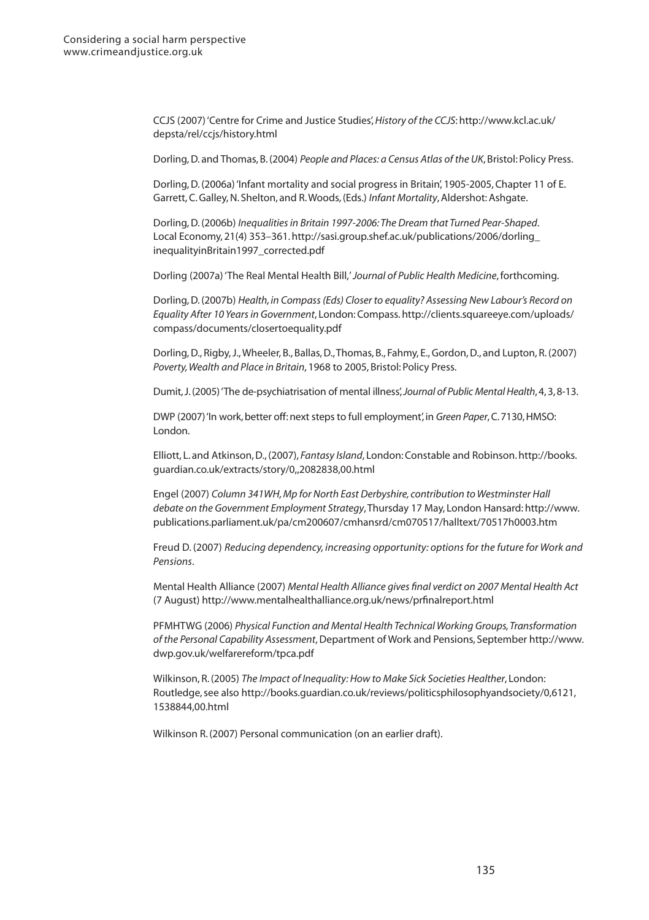CCJS (2007) 'Centre for Crime and Justice Studies', *History of the CCJS*: http://www.kcl.ac.uk/depsta/rel/ccjs/history.html

Dorling, D. and Thomas, B. (2004) *People and Places: a Census Atlas of the UK*, Bristol: Policy Press.

Dorling, D. (2006a) 'Infant mortality and social progress in Britain', 1905-2005, Chapter 11 of E. Garrett, C. Galley, N. Shelton, and R. Woods, (Eds.) *Infant Mortality*, Aldershot: Ashgate.

Dorling, D. (2006b) *Inequalities in Britain 1997-2006: The Dream that Turned Pear-Shaped*. Local Economy, 21(4) 353–361. http://sasi.group.shef.ac.uk/publications/2006/dorling_inequalityinBritain1997_corrected.pdf

Dorling (2007a) 'The Real Mental Health Bill,' *Journal of Public Health Medicine*, forthcoming.

Dorling, D. (2007b) *Health, in Compass (Eds) Closer to equality? Assessing New Labour's Record on Equality After 10 Years in Government*, London: Compass. http://clients.squareeye.com/uploads/compass/documents/closertoequality.pdf

Dorling, D., Rigby, J., Wheeler, B., Ballas, D., Thomas, B., Fahmy, E., Gordon, D., and Lupton, R. (2007) *Poverty, Wealth and Place in Britain*, 1968 to 2005, Bristol: Policy Press.

Dumit, J. (2005) 'The de-psychiatrisation of mental illness', *Journal of Public Mental Health*, 4, 3, 8-13.

DWP (2007) 'In work, better off: next steps to full employment', in *Green Paper*, C. 7130, HMSO: London.

Elliott, L. and Atkinson, D., (2007), *Fantasy Island*, London: Constable and Robinson. http://books.guardian.co.uk/extracts/story/0,,2082838,00.html

Engel (2007) *Column 341WH, Mp for North East Derbyshire, contribution to Westminster Hall debate on the Government Employment Strategy*, Thursday 17 May, London Hansard: http://www.publications.parliament.uk/pa/cm200607/cmhansrd/cm070517/halltext/70517h0003.htm

Freud D. (2007) *Reducing dependency, increasing opportunity: options for the future for Work and Pensions*.

Mental Health Alliance (2007) *Mental Health Alliance gives final verdict on 2007 Mental Health Act* (7 August) http://www.mentalhealthalliance.org.uk/news/prfinalreport.html

PFMHTWG (2006) *Physical Function and Mental Health Technical Working Groups, Transformation of the Personal Capability Assessment*, Department of Work and Pensions, September http://www.dwp.gov.uk/welfarereform/tpca.pdf

Wilkinson, R. (2005) *The Impact of Inequality: How to Make Sick Societies Healther*, London: Routledge, see also http://books.guardian.co.uk/reviews/politicsphilosophyandsociety/0,6121,1538844,00.html

Wilkinson R. (2007) Personal communication (on an earlier draft).